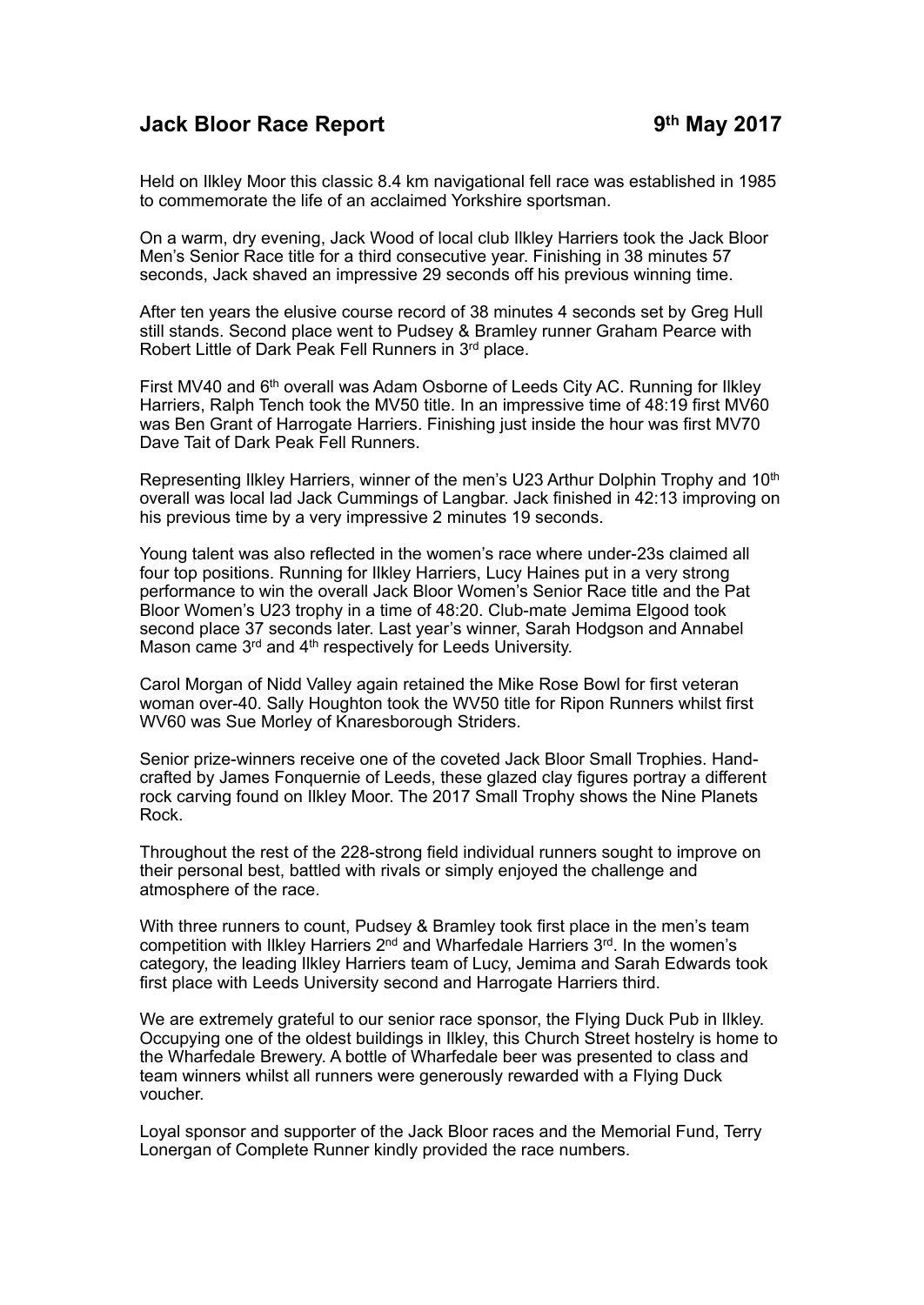# Jack Bloor Race Report 9th May 2017

Held on Ilkley Moor this classic 8.4 km navigational fell race was established in 1985 to commemorate the life of an acclaimed Yorkshire sportsman.

On a warm, dry evening, Jack Wood of local club Ilkley Harriers took the Jack Bloor Men's Senior Race title for a third consecutive year. Finishing in 38 minutes 57 seconds, Jack shaved an impressive 29 seconds off his previous winning time.

After ten years the elusive course record of 38 minutes 4 seconds set by Greg Hull still stands. Second place went to Pudsey & Bramley runner Graham Pearce with Robert Little of Dark Peak Fell Runners in 3rd place.

First MV40 and 6th overall was Adam Osborne of Leeds City AC. Running for Ilkley Harriers, Ralph Tench took the MV50 title. In an impressive time of 48:19 first MV60 was Ben Grant of Harrogate Harriers. Finishing just inside the hour was first MV70 Dave Tait of Dark Peak Fell Runners.

Representing Ilkley Harriers, winner of the men's U23 Arthur Dolphin Trophy and 10th overall was local lad Jack Cummings of Langbar. Jack finished in 42:13 improving on his previous time by a very impressive 2 minutes 19 seconds.

Young talent was also reflected in the women's race where under-23s claimed all four top positions. Running for Ilkley Harriers, Lucy Haines put in a very strong performance to win the overall Jack Bloor Women's Senior Race title and the Pat Bloor Women's U23 trophy in a time of 48:20. Club-mate Jemima Elgood took second place 37 seconds later. Last year's winner, Sarah Hodgson and Annabel Mason came 3rd and 4th respectively for Leeds University.

Carol Morgan of Nidd Valley again retained the Mike Rose Bowl for first veteran woman over-40. Sally Houghton took the WV50 title for Ripon Runners whilst first WV60 was Sue Morley of Knaresborough Striders.

Senior prize-winners receive one of the coveted Jack Bloor Small Trophies. Hand-crafted by James Fonquernie of Leeds, these glazed clay figures portray a different rock carving found on Ilkley Moor. The 2017 Small Trophy shows the Nine Planets Rock.

Throughout the rest of the 228-strong field individual runners sought to improve on their personal best, battled with rivals or simply enjoyed the challenge and atmosphere of the race.

With three runners to count, Pudsey & Bramley took first place in the men's team competition with Ilkley Harriers 2nd and Wharfedale Harriers 3rd. In the women's category, the leading Ilkley Harriers team of Lucy, Jemima and Sarah Edwards took first place with Leeds University second and Harrogate Harriers third.

We are extremely grateful to our senior race sponsor, the Flying Duck Pub in Ilkley. Occupying one of the oldest buildings in Ilkley, this Church Street hostelry is home to the Wharfedale Brewery. A bottle of Wharfedale beer was presented to class and team winners whilst all runners were generously rewarded with a Flying Duck voucher.

Loyal sponsor and supporter of the Jack Bloor races and the Memorial Fund, Terry Lonergan of Complete Runner kindly provided the race numbers.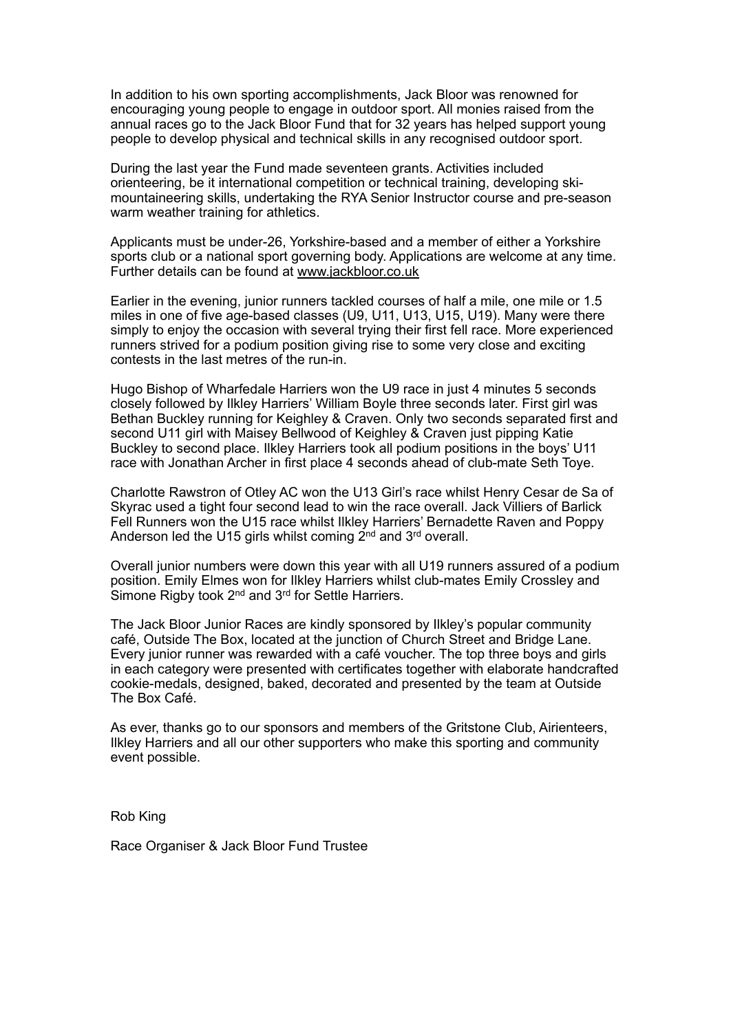In addition to his own sporting accomplishments, Jack Bloor was renowned for encouraging young people to engage in outdoor sport. All monies raised from the annual races go to the Jack Bloor Fund that for 32 years has helped support young people to develop physical and technical skills in any recognised outdoor sport.

During the last year the Fund made seventeen grants. Activities included orienteering, be it international competition or technical training, developing ski-mountaineering skills, undertaking the RYA Senior Instructor course and pre-season warm weather training for athletics.

Applicants must be under-26, Yorkshire-based and a member of either a Yorkshire sports club or a national sport governing body. Applications are welcome at any time. Further details can be found at www.jackbloor.co.uk

Earlier in the evening, junior runners tackled courses of half a mile, one mile or 1.5 miles in one of five age-based classes (U9, U11, U13, U15, U19). Many were there simply to enjoy the occasion with several trying their first fell race. More experienced runners strived for a podium position giving rise to some very close and exciting contests in the last metres of the run-in.

Hugo Bishop of Wharfedale Harriers won the U9 race in just 4 minutes 5 seconds closely followed by Ilkley Harriers' William Boyle three seconds later. First girl was Bethan Buckley running for Keighley & Craven. Only two seconds separated first and second U11 girl with Maisey Bellwood of Keighley & Craven just pipping Katie Buckley to second place. Ilkley Harriers took all podium positions in the boys' U11 race with Jonathan Archer in first place 4 seconds ahead of club-mate Seth Toye.

Charlotte Rawstron of Otley AC won the U13 Girl's race whilst Henry Cesar de Sa of Skyrac used a tight four second lead to win the race overall. Jack Villiers of Barlick Fell Runners won the U15 race whilst Ilkley Harriers' Bernadette Raven and Poppy Anderson led the U15 girls whilst coming 2nd and 3rd overall.

Overall junior numbers were down this year with all U19 runners assured of a podium position. Emily Elmes won for Ilkley Harriers whilst club-mates Emily Crossley and Simone Rigby took 2nd and 3rd for Settle Harriers.

The Jack Bloor Junior Races are kindly sponsored by Ilkley's popular community café, Outside The Box, located at the junction of Church Street and Bridge Lane. Every junior runner was rewarded with a café voucher. The top three boys and girls in each category were presented with certificates together with elaborate handcrafted cookie-medals, designed, baked, decorated and presented by the team at Outside The Box Café.

As ever, thanks go to our sponsors and members of the Gritstone Club, Airienteers, Ilkley Harriers and all our other supporters who make this sporting and community event possible.

Rob King

Race Organiser & Jack Bloor Fund Trustee